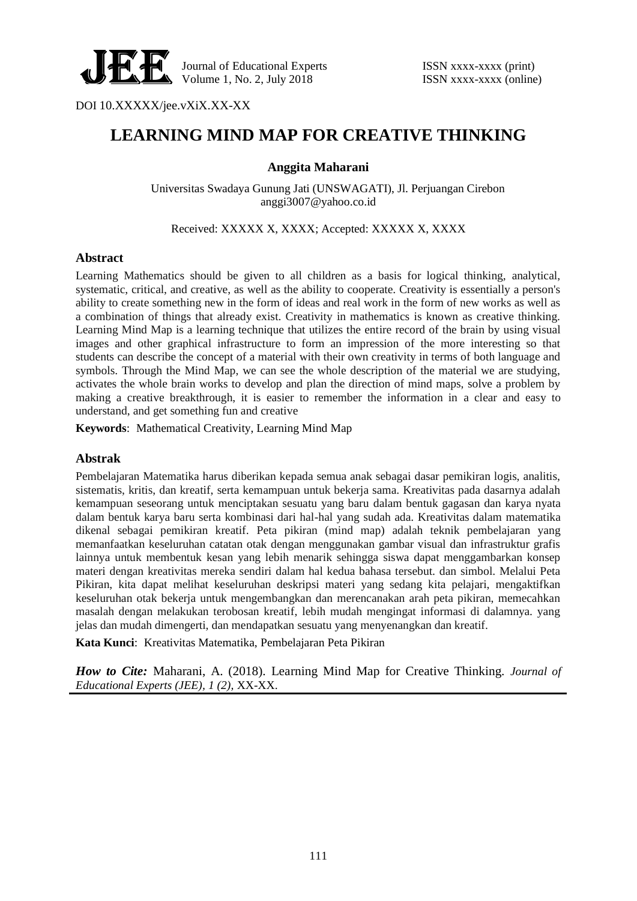DOI 10.XXXXX/jee.vXiX.XX-XX

# LEARNING MIND MAP FOR CREATIVE THINKING

**Anggita Maharani**

Universitas Swadaya Gunung Jati (UNSWAGATI), Jl. Perjuangan Cirebon
anggi3007@yahoo.co.id

Received: XXXXX X, XXXX; Accepted: XXXXX X, XXXX

## Abstract

Learning Mathematics should be given to all children as a basis for logical thinking, analytical, systematic, critical, and creative, as well as the ability to cooperate. Creativity is essentially a person's ability to create something new in the form of ideas and real work in the form of new works as well as a combination of things that already exist. Creativity in mathematics is known as creative thinking. Learning Mind Map is a learning technique that utilizes the entire record of the brain by using visual images and other graphical infrastructure to form an impression of the more interesting so that students can describe the concept of a material with their own creativity in terms of both language and symbols. Through the Mind Map, we can see the whole description of the material we are studying, activates the whole brain works to develop and plan the direction of mind maps, solve a problem by making a creative breakthrough, it is easier to remember the information in a clear and easy to understand, and get something fun and creative

**Keywords**: Mathematical Creativity, Learning Mind Map

## Abstrak

Pembelajaran Matematika harus diberikan kepada semua anak sebagai dasar pemikiran logis, analitis, sistematis, kritis, dan kreatif, serta kemampuan untuk bekerja sama. Kreativitas pada dasarnya adalah kemampuan seseorang untuk menciptakan sesuatu yang baru dalam bentuk gagasan dan karya nyata dalam bentuk karya baru serta kombinasi dari hal-hal yang sudah ada. Kreativitas dalam matematika dikenal sebagai pemikiran kreatif. Peta pikiran (mind map) adalah teknik pembelajaran yang memanfaatkan keseluruhan catatan otak dengan menggunakan gambar visual dan infrastruktur grafis lainnya untuk membentuk kesan yang lebih menarik sehingga siswa dapat menggambarkan konsep materi dengan kreativitas mereka sendiri dalam hal kedua bahasa tersebut. dan simbol. Melalui Peta Pikiran, kita dapat melihat keseluruhan deskripsi materi yang sedang kita pelajari, mengaktifkan keseluruhan otak bekerja untuk mengembangkan dan merencanakan arah peta pikiran, memecahkan masalah dengan melakukan terobosan kreatif, lebih mudah mengingat informasi di dalamnya. yang jelas dan mudah dimengerti, dan mendapatkan sesuatu yang menyenangkan dan kreatif.

**Kata Kunci**: Kreativitas Matematika, Pembelajaran Peta Pikiran

***How to Cite:*** Maharani, A. (2018). Learning Mind Map for Creative Thinking. *Journal of Educational Experts (JEE), 1 (2),* XX-XX.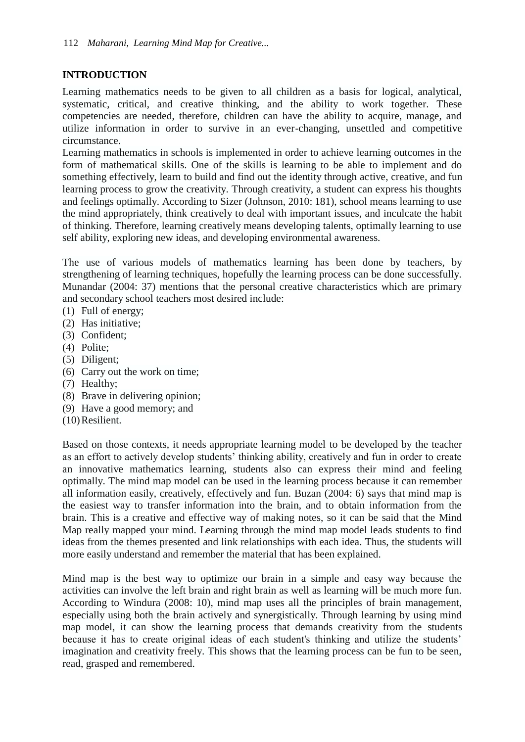## INTRODUCTION

Learning mathematics needs to be given to all children as a basis for logical, analytical, systematic, critical, and creative thinking, and the ability to work together. These competencies are needed, therefore, children can have the ability to acquire, manage, and utilize information in order to survive in an ever-changing, unsettled and competitive circumstance.

Learning mathematics in schools is implemented in order to achieve learning outcomes in the form of mathematical skills. One of the skills is learning to be able to implement and do something effectively, learn to build and find out the identity through active, creative, and fun learning process to grow the creativity. Through creativity, a student can express his thoughts and feelings optimally. According to Sizer (Johnson, 2010: 181), school means learning to use the mind appropriately, think creatively to deal with important issues, and inculcate the habit of thinking. Therefore, learning creatively means developing talents, optimally learning to use self ability, exploring new ideas, and developing environmental awareness.

The use of various models of mathematics learning has been done by teachers, by strengthening of learning techniques, hopefully the learning process can be done successfully. Munandar (2004: 37) mentions that the personal creative characteristics which are primary and secondary school teachers most desired include:

(1) Full of energy;
(2) Has initiative;
(3) Confident;
(4) Polite;
(5) Diligent;
(6) Carry out the work on time;
(7) Healthy;
(8) Brave in delivering opinion;
(9) Have a good memory; and
(10) Resilient.

Based on those contexts, it needs appropriate learning model to be developed by the teacher as an effort to actively develop students' thinking ability, creatively and fun in order to create an innovative mathematics learning, students also can express their mind and feeling optimally. The mind map model can be used in the learning process because it can remember all information easily, creatively, effectively and fun. Buzan (2004: 6) says that mind map is the easiest way to transfer information into the brain, and to obtain information from the brain. This is a creative and effective way of making notes, so it can be said that the Mind Map really mapped your mind. Learning through the mind map model leads students to find ideas from the themes presented and link relationships with each idea. Thus, the students will more easily understand and remember the material that has been explained.

Mind map is the best way to optimize our brain in a simple and easy way because the activities can involve the left brain and right brain as well as learning will be much more fun. According to Windura (2008: 10), mind map uses all the principles of brain management, especially using both the brain actively and synergistically. Through learning by using mind map model, it can show the learning process that demands creativity from the students because it has to create original ideas of each student's thinking and utilize the students' imagination and creativity freely. This shows that the learning process can be fun to be seen, read, grasped and remembered.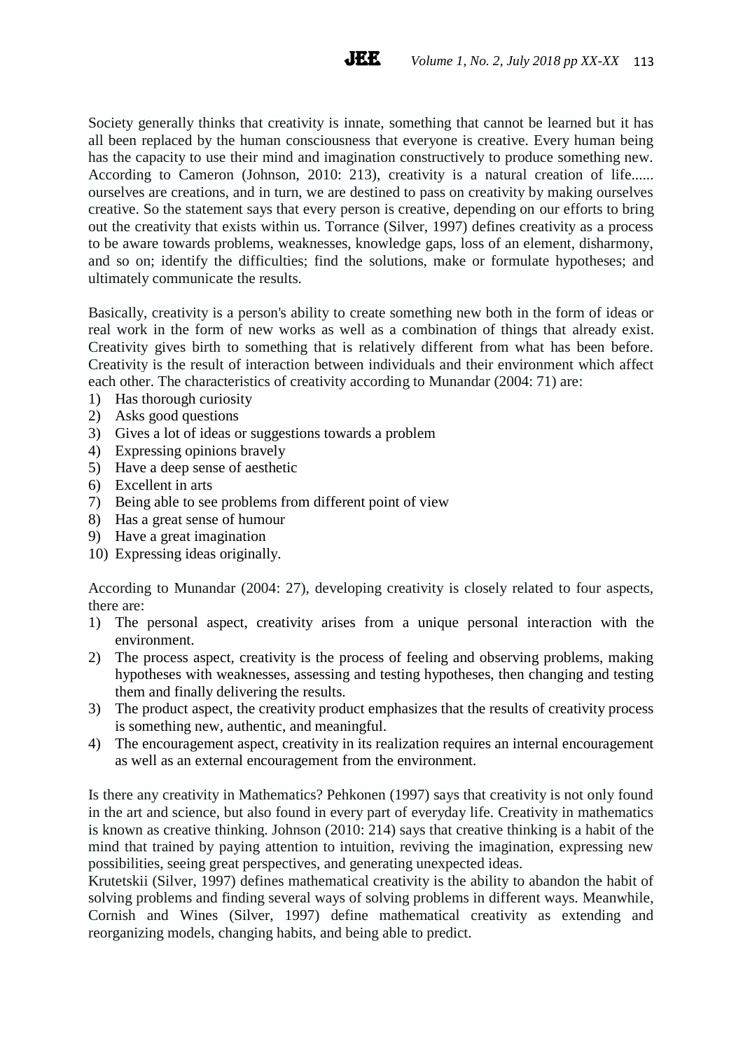Society generally thinks that creativity is innate, something that cannot be learned but it has all been replaced by the human consciousness that everyone is creative. Every human being has the capacity to use their mind and imagination constructively to produce something new. According to Cameron (Johnson, 2010: 213), creativity is a natural creation of life...... ourselves are creations, and in turn, we are destined to pass on creativity by making ourselves creative. So the statement says that every person is creative, depending on our efforts to bring out the creativity that exists within us. Torrance (Silver, 1997) defines creativity as a process to be aware towards problems, weaknesses, knowledge gaps, loss of an element, disharmony, and so on; identify the difficulties; find the solutions, make or formulate hypotheses; and ultimately communicate the results.

Basically, creativity is a person's ability to create something new both in the form of ideas or real work in the form of new works as well as a combination of things that already exist. Creativity gives birth to something that is relatively different from what has been before. Creativity is the result of interaction between individuals and their environment which affect each other. The characteristics of creativity according to Munandar (2004: 71) are:

1) Has thorough curiosity
2) Asks good questions
3) Gives a lot of ideas or suggestions towards a problem
4) Expressing opinions bravely
5) Have a deep sense of aesthetic
6) Excellent in arts
7) Being able to see problems from different point of view
8) Has a great sense of humour
9) Have a great imagination
10) Expressing ideas originally.

According to Munandar (2004: 27), developing creativity is closely related to four aspects, there are:

1) The personal aspect, creativity arises from a unique personal interaction with the environment.
2) The process aspect, creativity is the process of feeling and observing problems, making hypotheses with weaknesses, assessing and testing hypotheses, then changing and testing them and finally delivering the results.
3) The product aspect, the creativity product emphasizes that the results of creativity process is something new, authentic, and meaningful.
4) The encouragement aspect, creativity in its realization requires an internal encouragement as well as an external encouragement from the environment.

Is there any creativity in Mathematics? Pehkonen (1997) says that creativity is not only found in the art and science, but also found in every part of everyday life. Creativity in mathematics is known as creative thinking. Johnson (2010: 214) says that creative thinking is a habit of the mind that trained by paying attention to intuition, reviving the imagination, expressing new possibilities, seeing great perspectives, and generating unexpected ideas.

Krutetskii (Silver, 1997) defines mathematical creativity is the ability to abandon the habit of solving problems and finding several ways of solving problems in different ways. Meanwhile, Cornish and Wines (Silver, 1997) define mathematical creativity as extending and reorganizing models, changing habits, and being able to predict.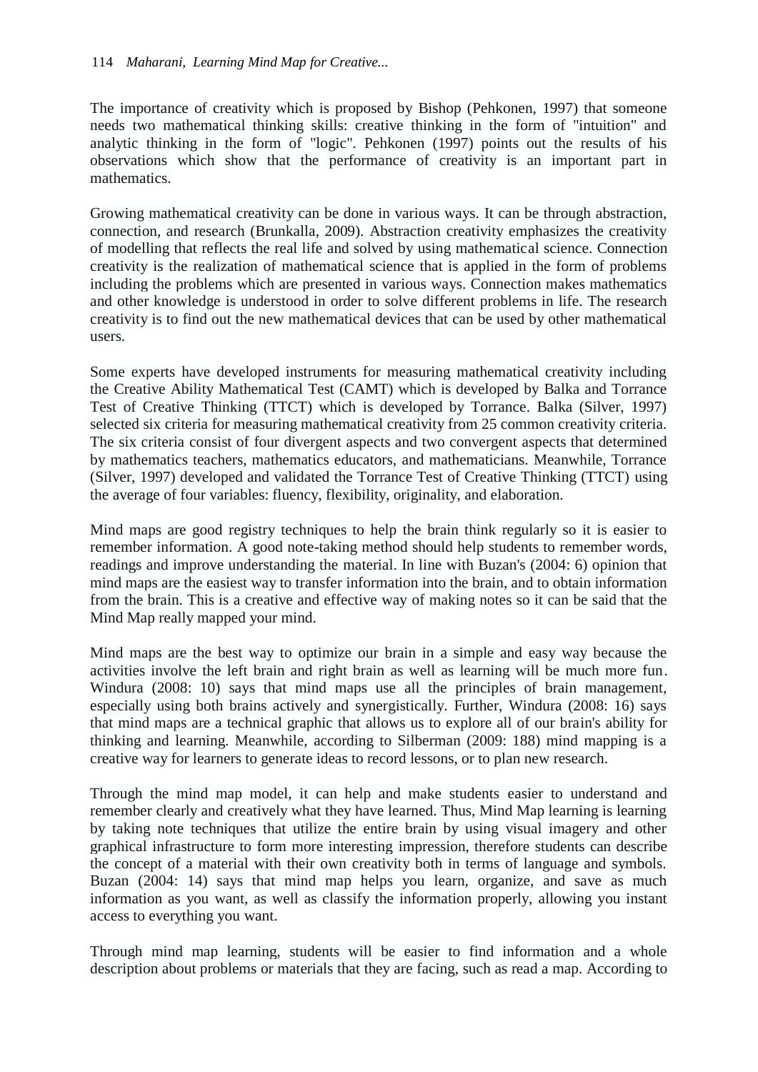The importance of creativity which is proposed by Bishop (Pehkonen, 1997) that someone needs two mathematical thinking skills: creative thinking in the form of "intuition" and analytic thinking in the form of "logic". Pehkonen (1997) points out the results of his observations which show that the performance of creativity is an important part in mathematics.

Growing mathematical creativity can be done in various ways. It can be through abstraction, connection, and research (Brunkalla, 2009). Abstraction creativity emphasizes the creativity of modelling that reflects the real life and solved by using mathematical science. Connection creativity is the realization of mathematical science that is applied in the form of problems including the problems which are presented in various ways. Connection makes mathematics and other knowledge is understood in order to solve different problems in life. The research creativity is to find out the new mathematical devices that can be used by other mathematical users.

Some experts have developed instruments for measuring mathematical creativity including the Creative Ability Mathematical Test (CAMT) which is developed by Balka and Torrance Test of Creative Thinking (TTCT) which is developed by Torrance. Balka (Silver, 1997) selected six criteria for measuring mathematical creativity from 25 common creativity criteria. The six criteria consist of four divergent aspects and two convergent aspects that determined by mathematics teachers, mathematics educators, and mathematicians. Meanwhile, Torrance (Silver, 1997) developed and validated the Torrance Test of Creative Thinking (TTCT) using the average of four variables: fluency, flexibility, originality, and elaboration.

Mind maps are good registry techniques to help the brain think regularly so it is easier to remember information. A good note-taking method should help students to remember words, readings and improve understanding the material. In line with Buzan's (2004: 6) opinion that mind maps are the easiest way to transfer information into the brain, and to obtain information from the brain. This is a creative and effective way of making notes so it can be said that the Mind Map really mapped your mind.

Mind maps are the best way to optimize our brain in a simple and easy way because the activities involve the left brain and right brain as well as learning will be much more fun. Windura (2008: 10) says that mind maps use all the principles of brain management, especially using both brains actively and synergistically. Further, Windura (2008: 16) says that mind maps are a technical graphic that allows us to explore all of our brain's ability for thinking and learning. Meanwhile, according to Silberman (2009: 188) mind mapping is a creative way for learners to generate ideas to record lessons, or to plan new research.

Through the mind map model, it can help and make students easier to understand and remember clearly and creatively what they have learned. Thus, Mind Map learning is learning by taking note techniques that utilize the entire brain by using visual imagery and other graphical infrastructure to form more interesting impression, therefore students can describe the concept of a material with their own creativity both in terms of language and symbols. Buzan (2004: 14) says that mind map helps you learn, organize, and save as much information as you want, as well as classify the information properly, allowing you instant access to everything you want.

Through mind map learning, students will be easier to find information and a whole description about problems or materials that they are facing, such as read a map. According to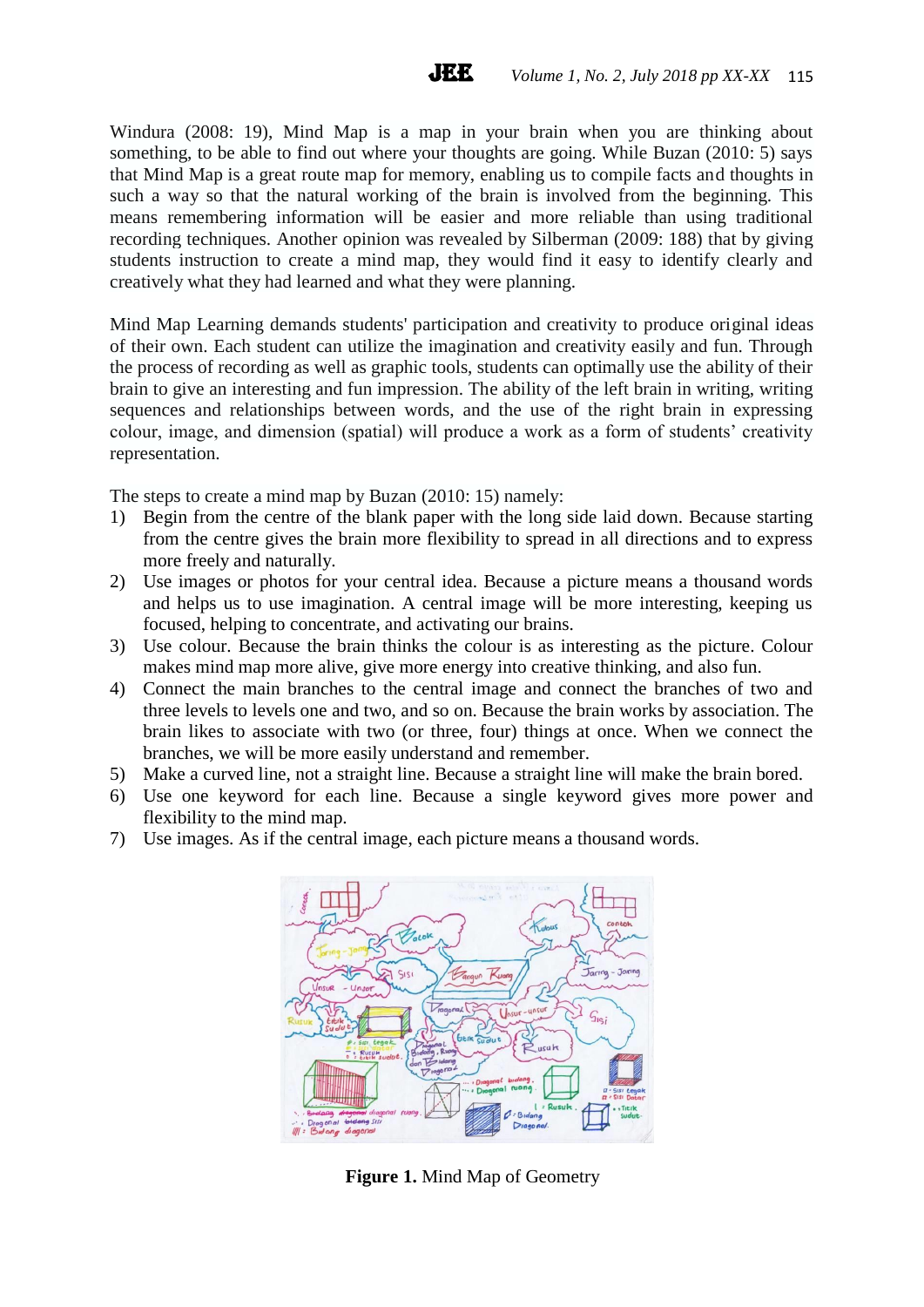Windura (2008: 19), Mind Map is a map in your brain when you are thinking about something, to be able to find out where your thoughts are going. While Buzan (2010: 5) says that Mind Map is a great route map for memory, enabling us to compile facts and thoughts in such a way so that the natural working of the brain is involved from the beginning. This means remembering information will be easier and more reliable than using traditional recording techniques. Another opinion was revealed by Silberman (2009: 188) that by giving students instruction to create a mind map, they would find it easy to identify clearly and creatively what they had learned and what they were planning.

Mind Map Learning demands students' participation and creativity to produce original ideas of their own. Each student can utilize the imagination and creativity easily and fun. Through the process of recording as well as graphic tools, students can optimally use the ability of their brain to give an interesting and fun impression. The ability of the left brain in writing, writing sequences and relationships between words, and the use of the right brain in expressing colour, image, and dimension (spatial) will produce a work as a form of students' creativity representation.

The steps to create a mind map by Buzan (2010: 15) namely:

1) Begin from the centre of the blank paper with the long side laid down. Because starting from the centre gives the brain more flexibility to spread in all directions and to express more freely and naturally.
2) Use images or photos for your central idea. Because a picture means a thousand words and helps us to use imagination. A central image will be more interesting, keeping us focused, helping to concentrate, and activating our brains.
3) Use colour. Because the brain thinks the colour is as interesting as the picture. Colour makes mind map more alive, give more energy into creative thinking, and also fun.
4) Connect the main branches to the central image and connect the branches of two and three levels to levels one and two, and so on. Because the brain works by association. The brain likes to associate with two (or three, four) things at once. When we connect the branches, we will be more easily understand and remember.
5) Make a curved line, not a straight line. Because a straight line will make the brain bored.
6) Use one keyword for each line. Because a single keyword gives more power and flexibility to the mind map.
7) Use images. As if the central image, each picture means a thousand words.

**Figure 1.** Mind Map of Geometry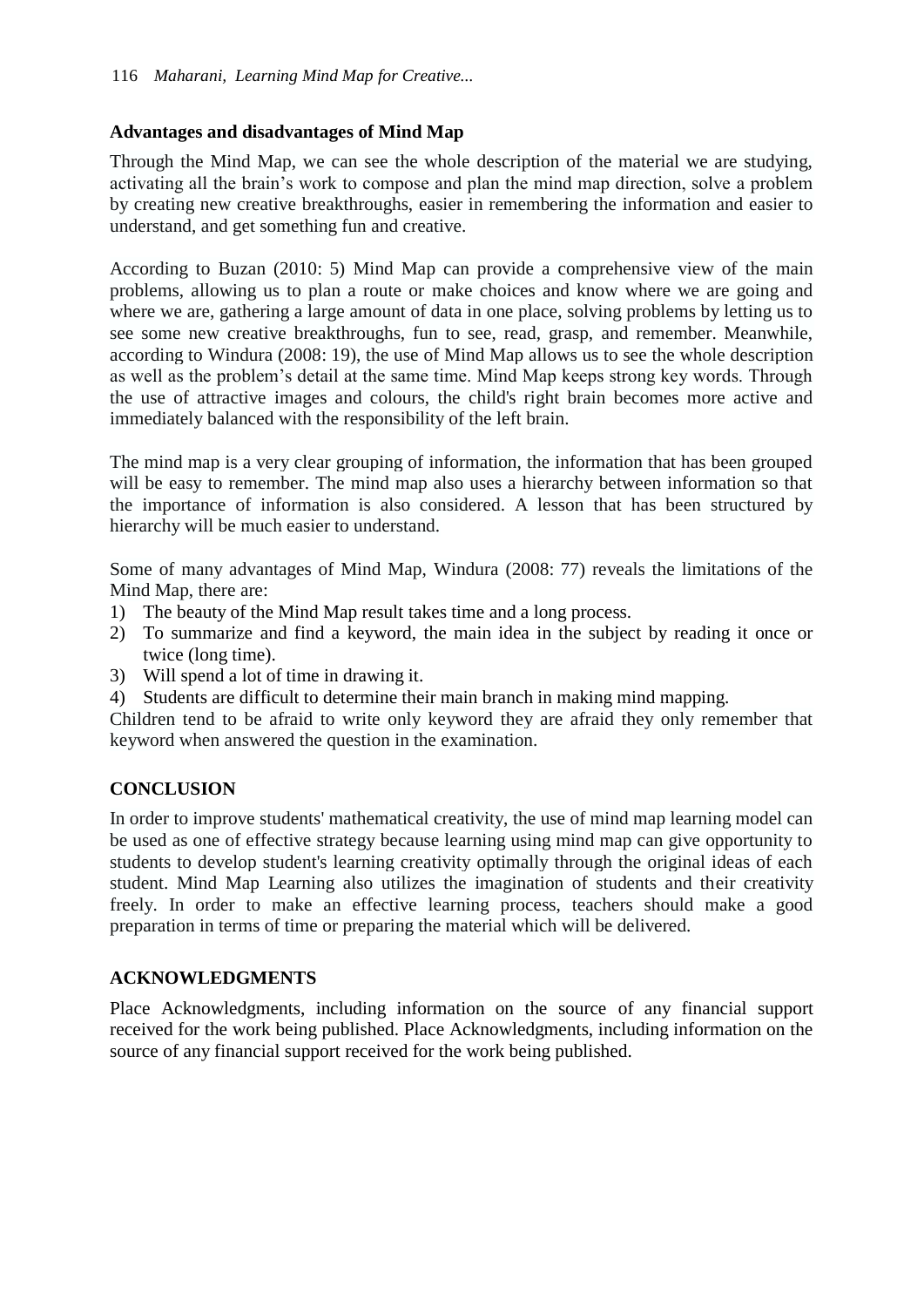### Advantages and disadvantages of Mind Map

Through the Mind Map, we can see the whole description of the material we are studying, activating all the brain's work to compose and plan the mind map direction, solve a problem by creating new creative breakthroughs, easier in remembering the information and easier to understand, and get something fun and creative.

According to Buzan (2010: 5) Mind Map can provide a comprehensive view of the main problems, allowing us to plan a route or make choices and know where we are going and where we are, gathering a large amount of data in one place, solving problems by letting us to see some new creative breakthroughs, fun to see, read, grasp, and remember. Meanwhile, according to Windura (2008: 19), the use of Mind Map allows us to see the whole description as well as the problem's detail at the same time. Mind Map keeps strong key words. Through the use of attractive images and colours, the child's right brain becomes more active and immediately balanced with the responsibility of the left brain.

The mind map is a very clear grouping of information, the information that has been grouped will be easy to remember. The mind map also uses a hierarchy between information so that the importance of information is also considered. A lesson that has been structured by hierarchy will be much easier to understand.

Some of many advantages of Mind Map, Windura (2008: 77) reveals the limitations of the Mind Map, there are:

1) The beauty of the Mind Map result takes time and a long process.
2) To summarize and find a keyword, the main idea in the subject by reading it once or twice (long time).
3) Will spend a lot of time in drawing it.
4) Students are difficult to determine their main branch in making mind mapping.

Children tend to be afraid to write only keyword they are afraid they only remember that keyword when answered the question in the examination.

## CONCLUSION

In order to improve students' mathematical creativity, the use of mind map learning model can be used as one of effective strategy because learning using mind map can give opportunity to students to develop student's learning creativity optimally through the original ideas of each student. Mind Map Learning also utilizes the imagination of students and their creativity freely. In order to make an effective learning process, teachers should make a good preparation in terms of time or preparing the material which will be delivered.

## ACKNOWLEDGMENTS

Place Acknowledgments, including information on the source of any financial support received for the work being published. Place Acknowledgments, including information on the source of any financial support received for the work being published.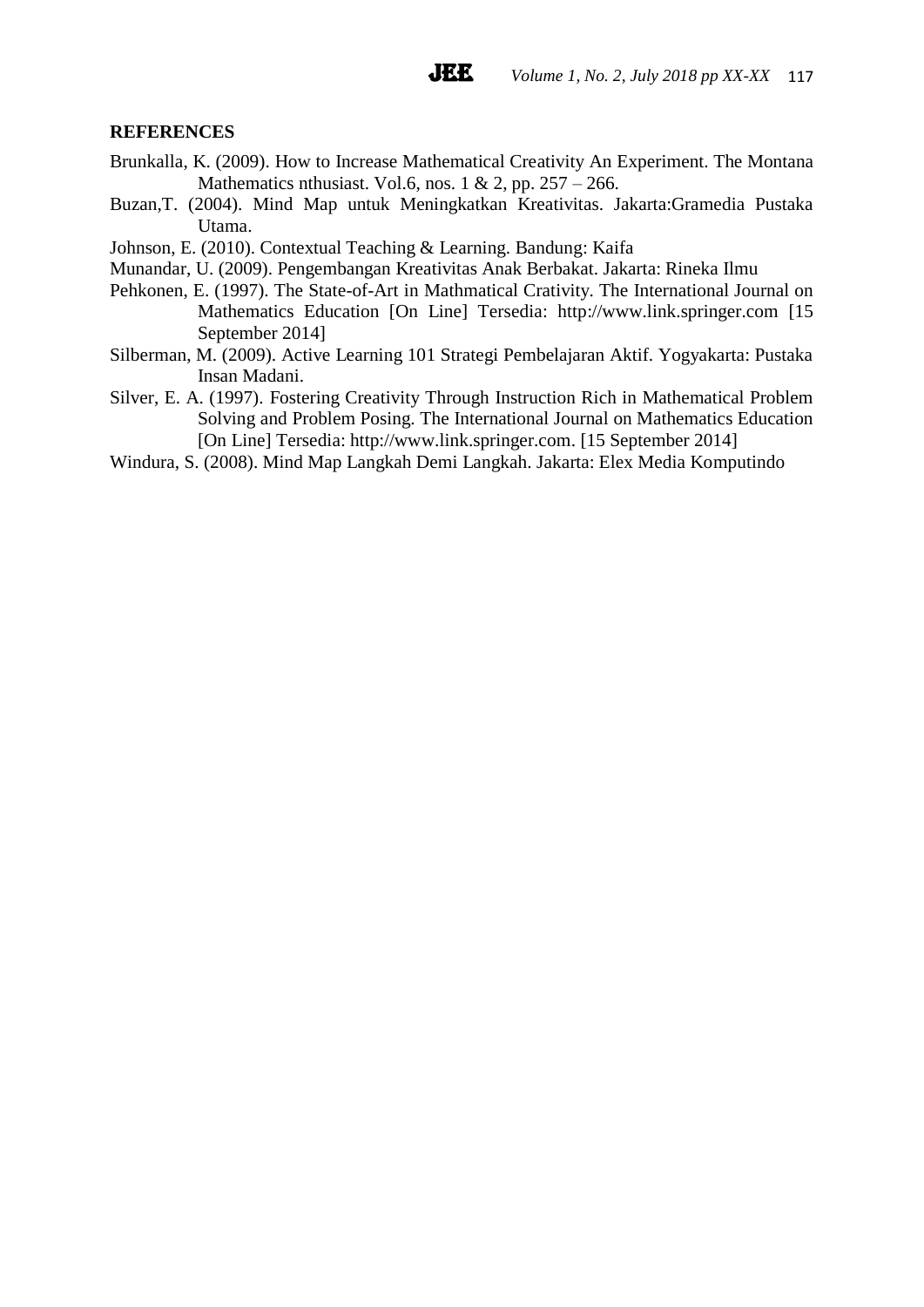## REFERENCES

Brunkalla, K. (2009). How to Increase Mathematical Creativity An Experiment. The Montana Mathematics nthusiast. Vol.6, nos. 1 & 2, pp. 257 – 266.

Buzan,T. (2004). Mind Map untuk Meningkatkan Kreativitas. Jakarta:Gramedia Pustaka Utama.

Johnson, E. (2010). Contextual Teaching & Learning. Bandung: Kaifa

Munandar, U. (2009). Pengembangan Kreativitas Anak Berbakat. Jakarta: Rineka Ilmu

Pehkonen, E. (1997). The State-of-Art in Mathmatical Crativity. The International Journal on Mathematics Education [On Line] Tersedia: http://www.link.springer.com [15 September 2014]

Silberman, M. (2009). Active Learning 101 Strategi Pembelajaran Aktif. Yogyakarta: Pustaka Insan Madani.

Silver, E. A. (1997). Fostering Creativity Through Instruction Rich in Mathematical Problem Solving and Problem Posing. The International Journal on Mathematics Education [On Line] Tersedia: http://www.link.springer.com. [15 September 2014]

Windura, S. (2008). Mind Map Langkah Demi Langkah. Jakarta: Elex Media Komputindo